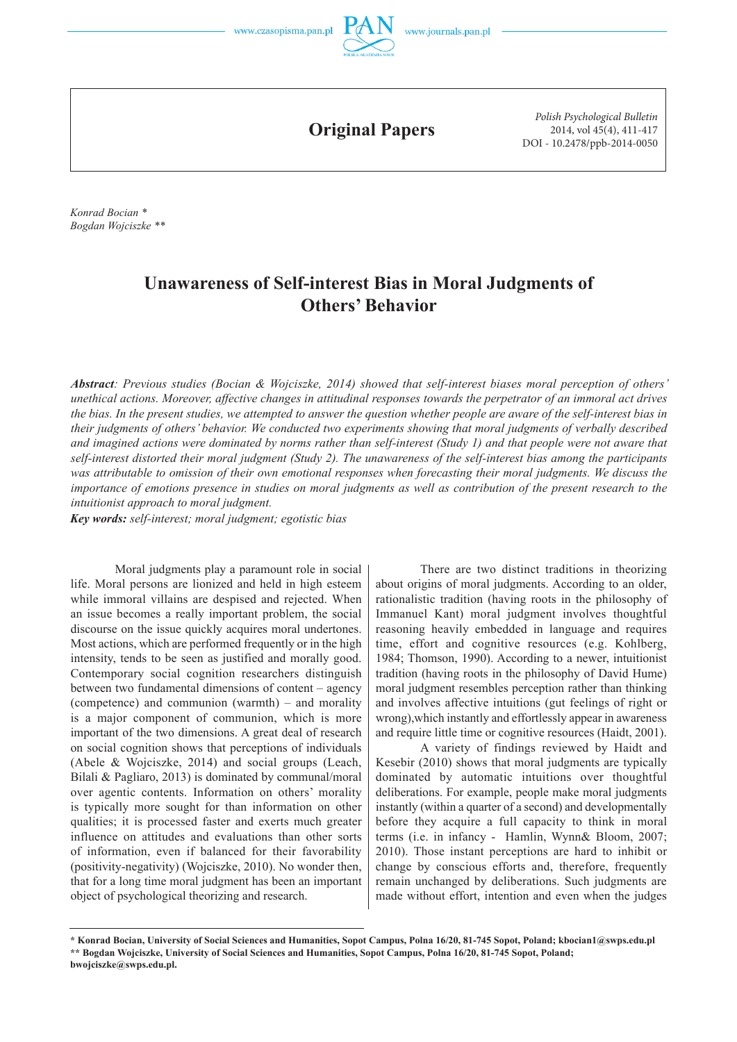Original Papers

Konrad Bocian *
Bogdan Wojciszke **

# Unawareness of Self-interest Bias in Moral Judgments of Others' Behavior

***Abstract**: Previous studies (Bocian & Wojciszke, 2014) showed that self-interest biases moral perception of others' unethical actions. Moreover, affective changes in attitudinal responses towards the perpetrator of an immoral act drives the bias. In the present studies, we attempted to answer the question whether people are aware of the self-interest bias in their judgments of others' behavior. We conducted two experiments showing that moral judgments of verbally described and imagined actions were dominated by norms rather than self-interest (Study 1) and that people were not aware that self-interest distorted their moral judgment (Study 2). The unawareness of the self-interest bias among the participants was attributable to omission of their own emotional responses when forecasting their moral judgments. We discuss the importance of emotions presence in studies on moral judgments as well as contribution of the present research to the intuitionist approach to moral judgment.*

**Key words:** *self-interest; moral judgment; egotistic bias*

Moral judgments play a paramount role in social life. Moral persons are lionized and held in high esteem while immoral villains are despised and rejected. When an issue becomes a really important problem, the social discourse on the issue quickly acquires moral undertones. Most actions, which are performed frequently or in the high intensity, tends to be seen as justified and morally good. Contemporary social cognition researchers distinguish between two fundamental dimensions of content – agency (competence) and communion (warmth) – and morality is a major component of communion, which is more important of the two dimensions. A great deal of research on social cognition shows that perceptions of individuals (Abele & Wojciszke, 2014) and social groups (Leach, Bilali & Pagliaro, 2013) is dominated by communal/moral over agentic contents. Information on others' morality is typically more sought for than information on other qualities; it is processed faster and exerts much greater influence on attitudes and evaluations than other sorts of information, even if balanced for their favorability (positivity-negativity) (Wojciszke, 2010). No wonder then, that for a long time moral judgment has been an important object of psychological theorizing and research.

There are two distinct traditions in theorizing about origins of moral judgments. According to an older, rationalistic tradition (having roots in the philosophy of Immanuel Kant) moral judgment involves thoughtful reasoning heavily embedded in language and requires time, effort and cognitive resources (e.g. Kohlberg, 1984; Thomson, 1990). According to a newer, intuitionist tradition (having roots in the philosophy of David Hume) moral judgment resembles perception rather than thinking and involves affective intuitions (gut feelings of right or wrong),which instantly and effortlessly appear in awareness and require little time or cognitive resources (Haidt, 2001).

A variety of findings reviewed by Haidt and Kesebir (2010) shows that moral judgments are typically dominated by automatic intuitions over thoughtful deliberations. For example, people make moral judgments instantly (within a quarter of a second) and developmentally before they acquire a full capacity to think in moral terms (i.e. in infancy - Hamlin, Wynn& Bloom, 2007; 2010). Those instant perceptions are hard to inhibit or change by conscious efforts and, therefore, frequently remain unchanged by deliberations. Such judgments are made without effort, intention and even when the judges

---

**\* Konrad Bocian, University of Social Sciences and Humanities, Sopot Campus, Polna 16/20, 81-745 Sopot, Poland; kbocian1@swps.edu.pl**
**\*\* Bogdan Wojciszke, University of Social Sciences and Humanities, Sopot Campus, Polna 16/20, 81-745 Sopot, Poland; bwojciszke@swps.edu.pl.**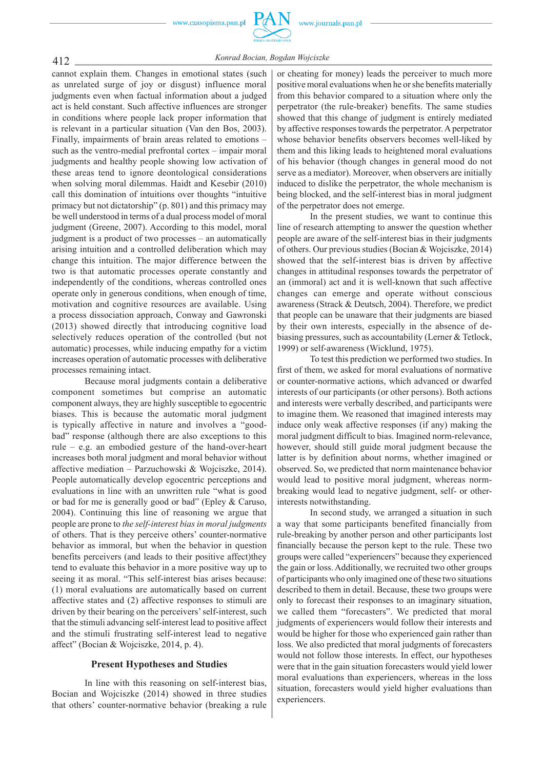cannot explain them. Changes in emotional states (such as unrelated surge of joy or disgust) influence moral judgments even when factual information about a judged act is held constant. Such affective influences are stronger in conditions where people lack proper information that is relevant in a particular situation (Van den Bos, 2003). Finally, impairments of brain areas related to emotions – such as the ventro-medial prefrontal cortex – impair moral judgments and healthy people showing low activation of these areas tend to ignore deontological considerations when solving moral dilemmas. Haidt and Kesebir (2010) call this domination of intuitions over thoughts "intuitive primacy but not dictatorship" (p. 801) and this primacy may be well understood in terms of a dual process model of moral judgment (Greene, 2007). According to this model, moral judgment is a product of two processes – an automatically arising intuition and a controlled deliberation which may change this intuition. The major difference between the two is that automatic processes operate constantly and independently of the conditions, whereas controlled ones operate only in generous conditions, when enough of time, motivation and cognitive resources are available. Using a process dissociation approach, Conway and Gawronski (2013) showed directly that introducing cognitive load selectively reduces operation of the controlled (but not automatic) processes, while inducing empathy for a victim increases operation of automatic processes with deliberative processes remaining intact.

Because moral judgments contain a deliberative component sometimes but comprise an automatic component always, they are highly susceptible to egocentric biases. This is because the automatic moral judgment is typically affective in nature and involves a "good-bad" response (although there are also exceptions to this rule – e.g. an embodied gesture of the hand-over-heart increases both moral judgment and moral behavior without affective mediation – Parzuchowski & Wojciszke, 2014). People automatically develop egocentric perceptions and evaluations in line with an unwritten rule "what is good or bad for me is generally good or bad" (Epley & Caruso, 2004). Continuing this line of reasoning we argue that people are prone to *the self-interest bias in moral judgments* of others. That is they perceive others' counter-normative behavior as immoral, but when the behavior in question benefits perceivers (and leads to their positive affect)they tend to evaluate this behavior in a more positive way up to seeing it as moral. "This self-interest bias arises because: (1) moral evaluations are automatically based on current affective states and (2) affective responses to stimuli are driven by their bearing on the perceivers' self-interest, such that the stimuli advancing self-interest lead to positive affect and the stimuli frustrating self-interest lead to negative affect" (Bocian & Wojciszke, 2014, p. 4).

## Present Hypotheses and Studies

In line with this reasoning on self-interest bias, Bocian and Wojciszke (2014) showed in three studies that others' counter-normative behavior (breaking a rule or cheating for money) leads the perceiver to much more positive moral evaluations when he or she benefits materially from this behavior compared to a situation where only the perpetrator (the rule-breaker) benefits. The same studies showed that this change of judgment is entirely mediated by affective responses towards the perpetrator. A perpetrator whose behavior benefits observers becomes well-liked by them and this liking leads to heightened moral evaluations of his behavior (though changes in general mood do not serve as a mediator). Moreover, when observers are initially induced to dislike the perpetrator, the whole mechanism is being blocked, and the self-interest bias in moral judgment of the perpetrator does not emerge.

In the present studies, we want to continue this line of research attempting to answer the question whether people are aware of the self-interest bias in their judgments of others. Our previous studies (Bocian & Wojciszke, 2014) showed that the self-interest bias is driven by affective changes in attitudinal responses towards the perpetrator of an (immoral) act and it is well-known that such affective changes can emerge and operate without conscious awareness (Strack & Deutsch, 2004). Therefore, we predict that people can be unaware that their judgments are biased by their own interests, especially in the absence of de-biasing pressures, such as accountability (Lerner & Tetlock, 1999) or self-awareness (Wicklund, 1975).

To test this prediction we performed two studies. In first of them, we asked for moral evaluations of normative or counter-normative actions, which advanced or dwarfed interests of our participants (or other persons). Both actions and interests were verbally described, and participants were to imagine them. We reasoned that imagined interests may induce only weak affective responses (if any) making the moral judgment difficult to bias. Imagined norm-relevance, however, should still guide moral judgment because the latter is by definition about norms, whether imagined or observed. So, we predicted that norm maintenance behavior would lead to positive moral judgment, whereas norm-breaking would lead to negative judgment, self- or other-interests notwithstanding.

In second study, we arranged a situation in such a way that some participants benefited financially from rule-breaking by another person and other participants lost financially because the person kept to the rule. These two groups were called "experiencers" because they experienced the gain or loss. Additionally, we recruited two other groups of participants who only imagined one of these two situations described to them in detail. Because, these two groups were only to forecast their responses to an imaginary situation, we called them "forecasters". We predicted that moral judgments of experiencers would follow their interests and would be higher for those who experienced gain rather than loss. We also predicted that moral judgments of forecasters would not follow those interests. In effect, our hypotheses were that in the gain situation forecasters would yield lower moral evaluations than experiencers, whereas in the loss situation, forecasters would yield higher evaluations than experiencers.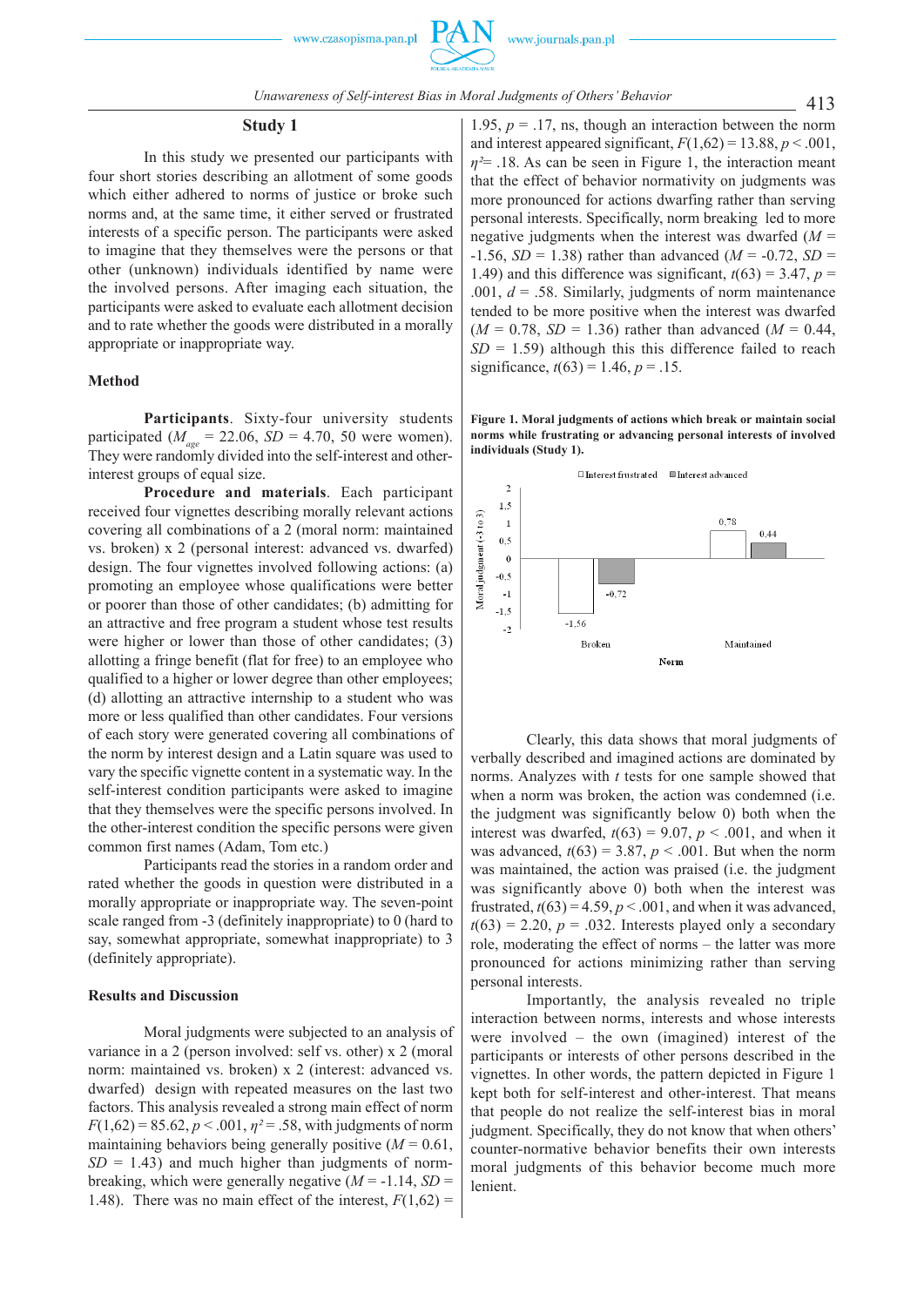## Study 1

In this study we presented our participants with four short stories describing an allotment of some goods which either adhered to norms of justice or broke such norms and, at the same time, it either served or frustrated interests of a specific person. The participants were asked to imagine that they themselves were the persons or that other (unknown) individuals identified by name were the involved persons. After imaging each situation, the participants were asked to evaluate each allotment decision and to rate whether the goods were distributed in a morally appropriate or inappropriate way.

### Method

**Participants**. Sixty-four university students participated ($M_{age}$ = 22.06, *SD* = 4.70, 50 were women). They were randomly divided into the self-interest and other-interest groups of equal size.

**Procedure and materials**. Each participant received four vignettes describing morally relevant actions covering all combinations of a 2 (moral norm: maintained vs. broken) x 2 (personal interest: advanced vs. dwarfed) design. The four vignettes involved following actions: (a) promoting an employee whose qualifications were better or poorer than those of other candidates; (b) admitting for an attractive and free program a student whose test results were higher or lower than those of other candidates; (3) allotting a fringe benefit (flat for free) to an employee who qualified to a higher or lower degree than other employees; (d) allotting an attractive internship to a student who was more or less qualified than other candidates. Four versions of each story were generated covering all combinations of the norm by interest design and a Latin square was used to vary the specific vignette content in a systematic way. In the self-interest condition participants were asked to imagine that they themselves were the specific persons involved. In the other-interest condition the specific persons were given common first names (Adam, Tom etc.)

Participants read the stories in a random order and rated whether the goods in question were distributed in a morally appropriate or inappropriate way. The seven-point scale ranged from -3 (definitely inappropriate) to 0 (hard to say, somewhat appropriate, somewhat inappropriate) to 3 (definitely appropriate).

### Results and Discussion

Moral judgments were subjected to an analysis of variance in a 2 (person involved: self vs. other) x 2 (moral norm: maintained vs. broken) x 2 (interest: advanced vs. dwarfed) design with repeated measures on the last two factors. This analysis revealed a strong main effect of norm $F(1,62) = 85.62$, $p < .001$, $\eta^2 = .58$, with judgments of norm maintaining behaviors being generally positive ($M = 0.61$, $SD = 1.43$) and much higher than judgments of norm-breaking, which were generally negative ($M = -1.14$, $SD = 1.48$). There was no main effect of the interest, $F(1,62) = 1.95$, $p = .17$, ns, though an interaction between the norm and interest appeared significant, $F(1,62) = 13.88$, $p < .001$, $\eta^2 = .18$. As can be seen in Figure 1, the interaction meant that the effect of behavior normativity on judgments was more pronounced for actions dwarfing rather than serving personal interests. Specifically, norm breaking led to more negative judgments when the interest was dwarfed ($M = -1.56$, $SD = 1.38$) rather than advanced ($M = -0.72$, $SD = 1.49$) and this difference was significant, $t(63) = 3.47$, $p = .001$, $d = .58$. Similarly, judgments of norm maintenance tended to be more positive when the interest was dwarfed ($M = 0.78$, $SD = 1.36$) rather than advanced ($M = 0.44$, $SD = 1.59$) although this this difference failed to reach significance, $t(63) = 1.46$, $p = .15$.

**Figure 1. Moral judgments of actions which break or maintain social norms while frustrating or advancing personal interests of involved individuals (Study 1).**

Clearly, this data shows that moral judgments of verbally described and imagined actions are dominated by norms. Analyzes with *t* tests for one sample showed that when a norm was broken, the action was condemned (i.e. the judgment was significantly below 0) both when the interest was dwarfed, $t(63) = 9.07$, $p < .001$, and when it was advanced, $t(63) = 3.87$, $p < .001$. But when the norm was maintained, the action was praised (i.e. the judgment was significantly above 0) both when the interest was frustrated, $t(63) = 4.59$, $p < .001$, and when it was advanced, $t(63) = 2.20$, $p = .032$. Interests played only a secondary role, moderating the effect of norms – the latter was more pronounced for actions minimizing rather than serving personal interests.

Importantly, the analysis revealed no triple interaction between norms, interests and whose interests were involved – the own (imagined) interest of the participants or interests of other persons described in the vignettes. In other words, the pattern depicted in Figure 1 kept both for self-interest and other-interest. That means that people do not realize the self-interest bias in moral judgment. Specifically, they do not know that when others' counter-normative behavior benefits their own interests moral judgments of this behavior become much more lenient.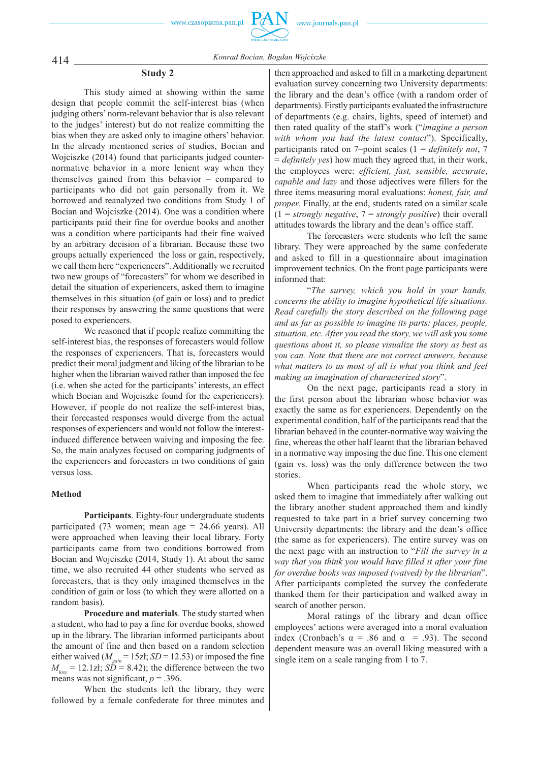## Study 2

This study aimed at showing within the same design that people commit the self-interest bias (when judging others' norm-relevant behavior that is also relevant to the judges' interest) but do not realize committing the bias when they are asked only to imagine others' behavior. In the already mentioned series of studies, Bocian and Wojciszke (2014) found that participants judged counter-normative behavior in a more lenient way when they themselves gained from this behavior – compared to participants who did not gain personally from it. We borrowed and reanalyzed two conditions from Study 1 of Bocian and Wojciszke (2014). One was a condition where participants paid their fine for overdue books and another was a condition where participants had their fine waived by an arbitrary decision of a librarian. Because these two groups actually experienced the loss or gain, respectively, we call them here "experiencers". Additionally we recruited two new groups of "forecasters" for whom we described in detail the situation of experiencers, asked them to imagine themselves in this situation (of gain or loss) and to predict their responses by answering the same questions that were posed to experiencers.

We reasoned that if people realize committing the self-interest bias, the responses of forecasters would follow the responses of experiencers. That is, forecasters would predict their moral judgment and liking of the librarian to be higher when the librarian waived rather than imposed the fee (i.e. when she acted for the participants' interests, an effect which Bocian and Wojciszke found for the experiencers). However, if people do not realize the self-interest bias, their forecasted responses would diverge from the actual responses of experiencers and would not follow the interest-induced difference between waiving and imposing the fee. So, the main analyzes focused on comparing judgments of the experiencers and forecasters in two conditions of gain versus loss.

### Method

**Participants**. Eighty-four undergraduate students participated (73 women; mean age = 24.66 years). All were approached when leaving their local library. Forty participants came from two conditions borrowed from Bocian and Wojciszke (2014, Study 1). At about the same time, we also recruited 44 other students who served as forecasters, that is they only imagined themselves in the condition of gain or loss (to which they were allotted on a random basis).

**Procedure and materials**. The study started when a student, who had to pay a fine for overdue books, showed up in the library. The librarian informed participants about the amount of fine and then based on a random selection either waived ($M_{gain}$ = 15zł; $SD$ = 12.53) or imposed the fine $M_{loss}$ = 12.1zł; $SD$ = 8.42); the difference between the two means was not significant, $p$ = .396.

When the students left the library, they were followed by a female confederate for three minutes and then approached and asked to fill in a marketing department evaluation survey concerning two University departments: the library and the dean's office (with a random order of departments). Firstly participants evaluated the infrastructure of departments (e.g. chairs, lights, speed of internet) and then rated quality of the staff's work ("*imagine a person with whom you had the latest contact*"). Specifically, participants rated on 7–point scales (1 = *definitely not*, 7 = *definitely yes*) how much they agreed that, in their work, the employees were: *efficient, fast, sensible, accurate*, *capable and lazy* and those adjectives were fillers for the three items measuring moral evaluations: *honest, fair, and proper*. Finally, at the end, students rated on a similar scale (1 = *strongly negative*, 7 = *strongly positive*) their overall attitudes towards the library and the dean's office staff.

The forecasters were students who left the same library. They were approached by the same confederate and asked to fill in a questionnaire about imagination improvement technics. On the front page participants were informed that:

"*The survey, which you hold in your hands, concerns the ability to imagine hypothetical life situations. Read carefully the story described on the following page and as far as possible to imagine its parts: places, people, situation, etc. After you read the story, we will ask you some questions about it, so please visualize the story as best as you can. Note that there are not correct answers, because what matters to us most of all is what you think and feel making an imagination of characterized story*".

On the next page, participants read a story in the first person about the librarian whose behavior was exactly the same as for experiencers. Dependently on the experimental condition, half of the participants read that the librarian behaved in the counter-normative way waiving the fine, whereas the other half learnt that the librarian behaved in a normative way imposing the due fine. This one element (gain vs. loss) was the only difference between the two stories.

When participants read the whole story, we asked them to imagine that immediately after walking out the library another student approached them and kindly requested to take part in a brief survey concerning two University departments: the library and the dean's office (the same as for experiencers). The entire survey was on the next page with an instruction to "*Fill the survey in a way that you think you would have filled it after your fine for overdue books was imposed (waived) by the librarian*". After participants completed the survey the confederate thanked them for their participation and walked away in search of another person.

Moral ratings of the library and dean office employees' actions were averaged into a moral evaluation index (Cronbach's α = .86 and α = .93). The second dependent measure was an overall liking measured with a single item on a scale ranging from 1 to 7.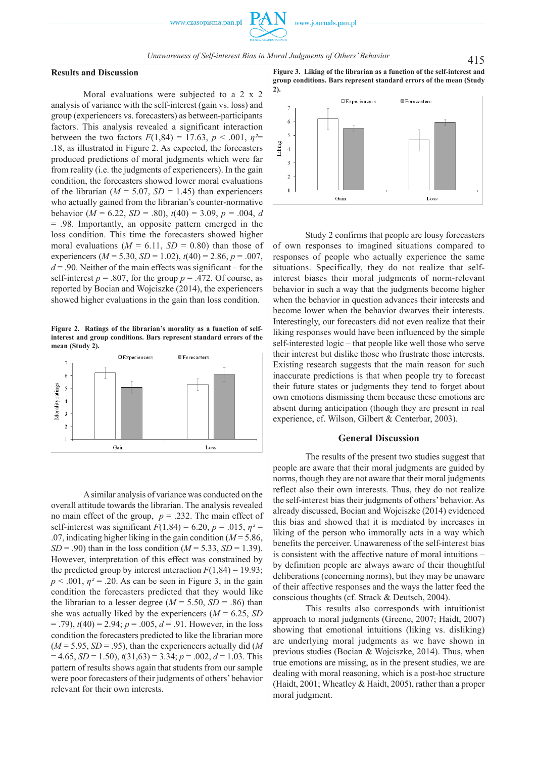## Results and Discussion

Moral evaluations were subjected to a 2 x 2 analysis of variance with the self-interest (gain vs. loss) and group (experiencers vs. forecasters) as between-participants factors. This analysis revealed a significant interaction between the two factors $F(1,84) = 17.63$, $p < .001$, $\eta^2 = .18$, as illustrated in Figure 2. As expected, the forecasters produced predictions of moral judgments which were far from reality (i.e. the judgments of experiencers). In the gain condition, the forecasters showed lower moral evaluations of the librarian ($M = 5.07$, $SD = 1.45$) than experiencers who actually gained from the librarian's counter-normative behavior ($M = 6.22$, $SD = .80$), $t(40) = 3.09$, $p = .004$, $d = .98$. Importantly, an opposite pattern emerged in the loss condition. This time the forecasters showed higher moral evaluations ($M = 6.11$, $SD = 0.80$) than those of experiencers ($M = 5.30$, $SD = 1.02$), $t(40) = 2.86$, $p = .007$, $d = .90$. Neither of the main effects was significant – for the self-interest $p = .807$, for the group $p = .472$. Of course, as reported by Bocian and Wojciszke (2014), the experiencers showed higher evaluations in the gain than loss condition.

**Figure 2. Ratings of the librarian's morality as a function of self-interest and group conditions. Bars represent standard errors of the mean (Study 2).**

A similar analysis of variance was conducted on the overall attitude towards the librarian. The analysis revealed no main effect of the group, $p = .232$. The main effect of self-interest was significant $F(1,84) = 6.20$, $p = .015$, $\eta^2 = .07$, indicating higher liking in the gain condition ($M = 5.86$, $SD = .90$) than in the loss condition ($M = 5.33$, $SD = 1.39$). However, interpretation of this effect was constrained by the predicted group by interest interaction $F(1,84) = 19.93$; $p < .001$, $\eta^2 = .20$. As can be seen in Figure 3, in the gain condition the forecasters predicted that they would like the librarian to a lesser degree ($M = 5.50$, $SD = .86$) than she was actually liked by the experiencers ($M = 6.25$, $SD = .79$), $t(40) = 2.94$; $p = .005$, $d = .91$. However, in the loss condition the forecasters predicted to like the librarian more ($M = 5.95$, $SD = .95$), than the experiencers actually did ($M = 4.65$, $SD = 1.50$), $t(31,63) = 3.34$; $p = .002$, $d = 1.03$. This pattern of results shows again that students from our sample were poor forecasters of their judgments of others' behavior relevant for their own interests.

**Figure 3. Liking of the librarian as a function of the self-interest and group conditions. Bars represent standard errors of the mean (Study 2).**

Study 2 confirms that people are lousy forecasters of own responses to imagined situations compared to responses of people who actually experience the same situations. Specifically, they do not realize that self-interest biases their moral judgments of norm-relevant behavior in such a way that the judgments become higher when the behavior in question advances their interests and become lower when the behavior dwarves their interests. Interestingly, our forecasters did not even realize that their liking responses would have been influenced by the simple self-interested logic – that people like well those who serve their interest but dislike those who frustrate those interests. Existing research suggests that the main reason for such inaccurate predictions is that when people try to forecast their future states or judgments they tend to forget about own emotions dismissing them because these emotions are absent during anticipation (though they are present in real experience, cf. Wilson, Gilbert & Centerbar, 2003).

## General Discussion

The results of the present two studies suggest that people are aware that their moral judgments are guided by norms, though they are not aware that their moral judgments reflect also their own interests. Thus, they do not realize the self-interest bias their judgments of others' behavior. As already discussed, Bocian and Wojciszke (2014) evidenced this bias and showed that it is mediated by increases in liking of the person who immorally acts in a way which benefits the perceiver. Unawareness of the self-interest bias is consistent with the affective nature of moral intuitions – by definition people are always aware of their thoughtful deliberations (concerning norms), but they may be unaware of their affective responses and the ways the latter feed the conscious thoughts (cf. Strack & Deutsch, 2004).

This results also corresponds with intuitionist approach to moral judgments (Greene, 2007; Haidt, 2007) showing that emotional intuitions (liking vs. disliking) are underlying moral judgments as we have shown in previous studies (Bocian & Wojciszke, 2014). Thus, when true emotions are missing, as in the present studies, we are dealing with moral reasoning, which is a post-hoc structure (Haidt, 2001; Wheatley & Haidt, 2005), rather than a proper moral judgment.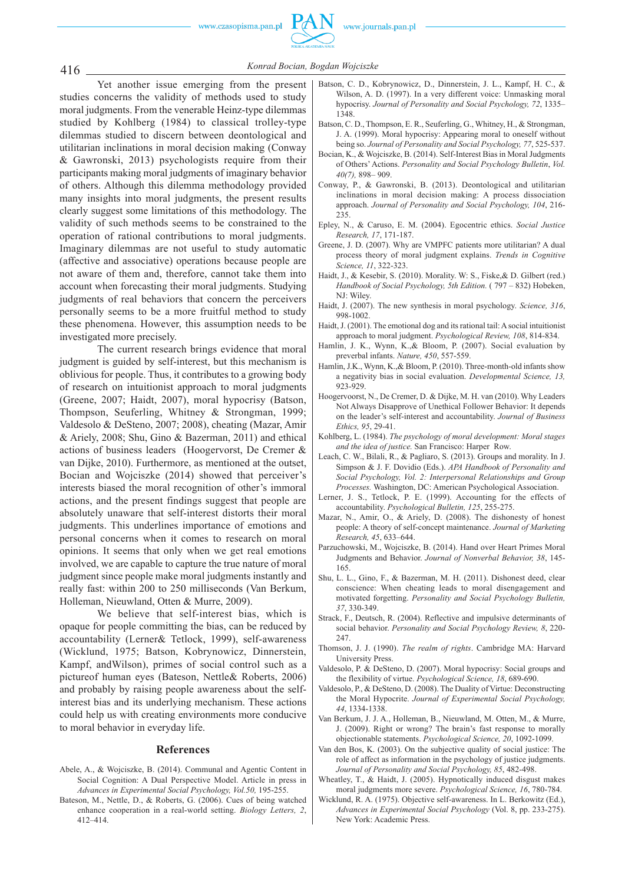Yet another issue emerging from the present studies concerns the validity of methods used to study moral judgments. From the venerable Heinz-type dilemmas studied by Kohlberg (1984) to classical trolley-type dilemmas studied to discern between deontological and utilitarian inclinations in moral decision making (Conway & Gawronski, 2013) psychologists require from their participants making moral judgments of imaginary behavior of others. Although this dilemma methodology provided many insights into moral judgments, the present results clearly suggest some limitations of this methodology. The validity of such methods seems to be constrained to the operation of rational contributions to moral judgments. Imaginary dilemmas are not useful to study automatic (affective and associative) operations because people are not aware of them and, therefore, cannot take them into account when forecasting their moral judgments. Studying judgments of real behaviors that concern the perceivers personally seems to be a more fruitful method to study these phenomena. However, this assumption needs to be investigated more precisely.

The current research brings evidence that moral judgment is guided by self-interest, but this mechanism is oblivious for people. Thus, it contributes to a growing body of research on intuitionist approach to moral judgments (Greene, 2007; Haidt, 2007), moral hypocrisy (Batson, Thompson, Seuferling, Whitney & Strongman, 1999; Valdesolo & DeSteno, 2007; 2008), cheating (Mazar, Amir & Ariely, 2008; Shu, Gino & Bazerman, 2011) and ethical actions of business leaders (Hoogervorst, De Cremer & van Dijke, 2010). Furthermore, as mentioned at the outset, Bocian and Wojciszke (2014) showed that perceiver's interests biased the moral recognition of other's immoral actions, and the present findings suggest that people are absolutely unaware that self-interest distorts their moral judgments. This underlines importance of emotions and personal concerns when it comes to research on moral opinions. It seems that only when we get real emotions involved, we are capable to capture the true nature of moral judgment since people make moral judgments instantly and really fast: within 200 to 250 milliseconds (Van Berkum, Holleman, Nieuwland, Otten & Murre, 2009).

We believe that self-interest bias, which is opaque for people committing the bias, can be reduced by accountability (Lerner& Tetlock, 1999), self-awareness (Wicklund, 1975; Batson, Kobrynowicz, Dinnerstein, Kampf, andWilson), primes of social control such as a pictureof human eyes (Bateson, Nettle& Roberts, 2006) and probably by raising people awareness about the self-interest bias and its underlying mechanism. These actions could help us with creating environments more conducive to moral behavior in everyday life.

## References

Abele, A., & Wojciszke, B. (2014). Communal and Agentic Content in Social Cognition: A Dual Perspective Model. Article in press in *Advances in Experimental Social Psychology, Vol.50,* 195-255.

Bateson, M., Nettle, D., & Roberts, G. (2006). Cues of being watched enhance cooperation in a real-world setting. *Biology Letters, 2*, 412–414.

Batson, C. D., Kobrynowicz, D., Dinnerstein, J. L., Kampf, H. C., & Wilson, A. D. (1997). In a very different voice: Unmasking moral hypocrisy. *Journal of Personality and Social Psychology, 72*, 1335–1348.

Batson, C. D., Thompson, E. R., Seuferling, G., Whitney, H., & Strongman, J. A. (1999). Moral hypocrisy: Appearing moral to oneself without being so. *Journal of Personality and Social Psychology, 77*, 525-537.

Bocian, K., & Wojciszke, B. (2014). Self-Interest Bias in Moral Judgments of Others' Actions. *Personality and Social Psychology Bulletin*, *Vol. 40(7),* 898– 909.

Conway, P., & Gawronski, B. (2013). Deontological and utilitarian inclinations in moral decision making: A process dissociation approach. *Journal of Personality and Social Psychology, 104*, 216-235.

Epley, N., & Caruso, E. M. (2004). Egocentric ethics. *Social Justice Research, 17*, 171-187.

Greene, J. D. (2007). Why are VMPFC patients more utilitarian? A dual process theory of moral judgment explains. *Trends in Cognitive Science, 11*, 322-323.

Haidt, J., & Kesebir, S. (2010). Morality. W: S., Fiske,& D. Gilbert (red.) *Handbook of Social Psychology, 5th Edition.* ( 797 – 832) Hobeken, NJ: Wiley.

Haidt, J. (2007). The new synthesis in moral psychology. *Science, 316*, 998-1002.

Haidt, J. (2001). The emotional dog and its rational tail: A social intuitionist approach to moral judgment. *Psychological Review, 108*, 814-834.

Hamlin, J. K., Wynn, K.,& Bloom, P. (2007). Social evaluation by preverbal infants. *Nature, 450*, 557-559.

Hamlin, J.K., Wynn, K.,& Bloom, P. (2010). Three-month-old infants show a negativity bias in social evaluation. *Developmental Science, 13,* 923-929.

Hoogervoorst, N., De Cremer, D. & Dijke, M. H. van (2010). Why Leaders Not Always Disapprove of Unethical Follower Behavior: It depends on the leader's self-interest and accountability. *Journal of Business Ethics, 95*, 29-41.

Kohlberg, L. (1984). *The psychology of moral development: Moral stages and the idea of justice.* San Francisco: Harper Row.

Leach, C. W., Bilali, R., & Pagliaro, S. (2013). Groups and morality. In J. Simpson & J. F. Dovidio (Eds.). *APA Handbook of Personality and Social Psychology, Vol. 2: Interpersonal Relationships and Group Processes.* Washington, DC: American Psychological Association.

Lerner, J. S., Tetlock, P. E. (1999). Accounting for the effects of accountability. *Psychological Bulletin, 125*, 255-275.

Mazar, N., Amir, O., & Ariely, D. (2008). The dishonesty of honest people: A theory of self-concept maintenance. *Journal of Marketing Research, 45*, 633–644.

Parzuchowski, M., Wojciszke, B. (2014). Hand over Heart Primes Moral Judgments and Behavior. *Journal of Nonverbal Behavior, 38*, 145-165.

Shu, L. L., Gino, F., & Bazerman, M. H. (2011). Dishonest deed, clear conscience: When cheating leads to moral disengagement and motivated forgetting. *Personality and Social Psychology Bulletin, 37*, 330-349.

Strack, F., Deutsch, R. (2004). Reflective and impulsive determinants of social behavior. *Personality and Social Psychology Review, 8*, 220-247.

Thomson, J. J. (1990). *The realm of rights*. Cambridge MA: Harvard University Press.

Valdesolo, P. & DeSteno, D. (2007). Moral hypocrisy: Social groups and the flexibility of virtue. *Psychological Science, 18*, 689-690.

Valdesolo, P., & DeSteno, D. (2008). The Duality of Virtue: Deconstructing the Moral Hypocrite. *Journal of Experimental Social Psychology, 44*, 1334-1338.

Van Berkum, J. J. A., Holleman, B., Nieuwland, M. Otten, M., & Murre, J. (2009). Right or wrong? The brain's fast response to morally objectionable statements. *Psychological Science, 20*, 1092-1099.

Van den Bos, K. (2003). On the subjective quality of social justice: The role of affect as information in the psychology of justice judgments. *Journal of Personality and Social Psychology, 85*, 482-498.

Wheatley, T., & Haidt, J. (2005). Hypnotically induced disgust makes moral judgments more severe. *Psychological Science, 16*, 780-784.

Wicklund, R. A. (1975). Objective self-awareness. In L. Berkowitz (Ed.), *Advances in Experimental Social Psychology* (Vol. 8, pp. 233-275). New York: Academic Press.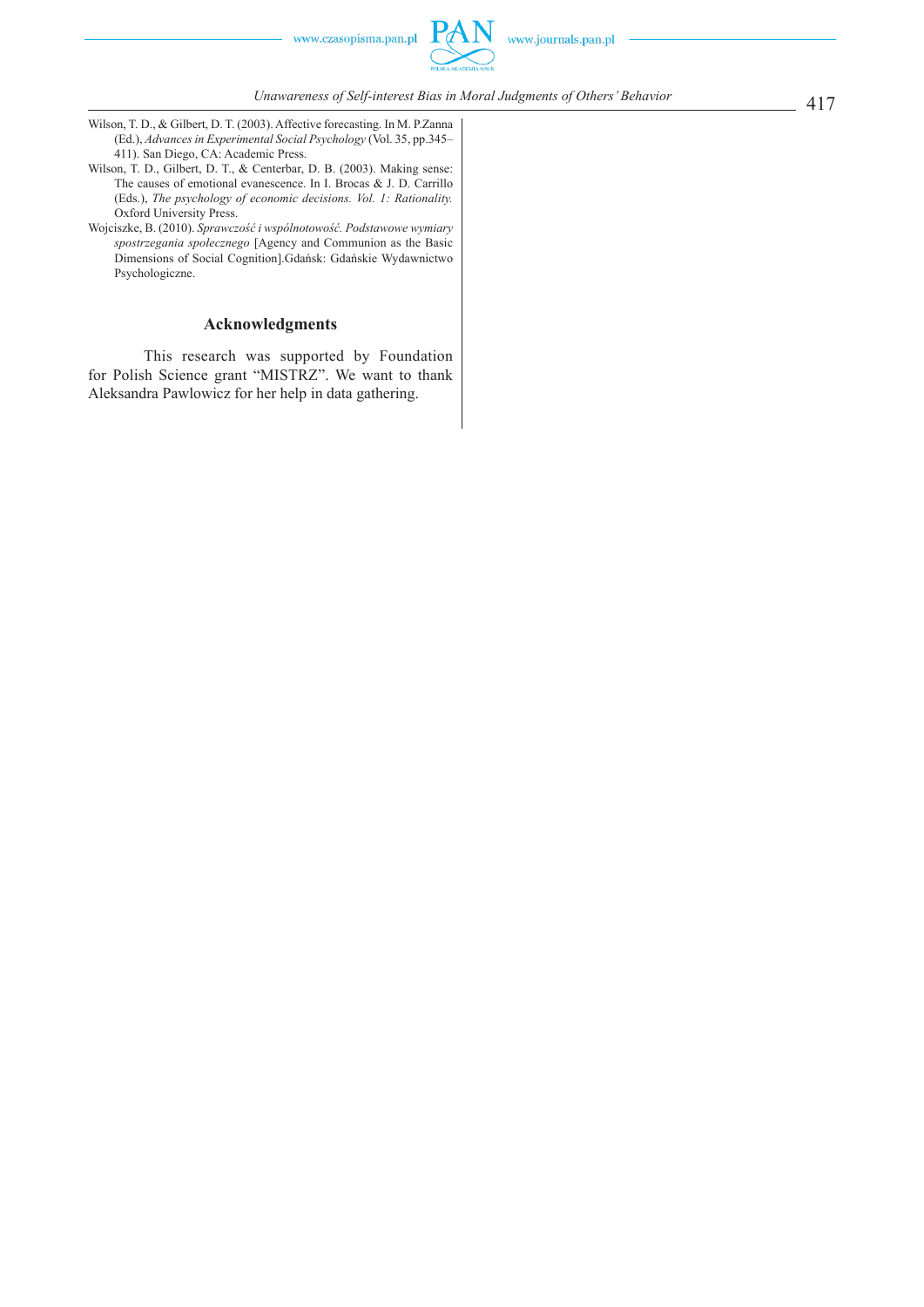Wilson, T. D., & Gilbert, D. T. (2003). Affective forecasting. In M. P.Zanna (Ed.), *Advances in Experimental Social Psychology* (Vol. 35, pp.345–411). San Diego, CA: Academic Press.

Wilson, T. D., Gilbert, D. T., & Centerbar, D. B. (2003). Making sense: The causes of emotional evanescence. In I. Brocas & J. D. Carrillo (Eds.), *The psychology of economic decisions. Vol. 1: Rationality.* Oxford University Press.

Wojciszke, B. (2010). *Sprawczość i wspólnotowość. Podstawowe wymiary spostrzegania społecznego* [Agency and Communion as the Basic Dimensions of Social Cognition].Gdańsk: Gdańskie Wydawnictwo Psychologiczne.

## Acknowledgments

This research was supported by Foundation for Polish Science grant "MISTRZ". We want to thank Aleksandra Pawlowicz for her help in data gathering.